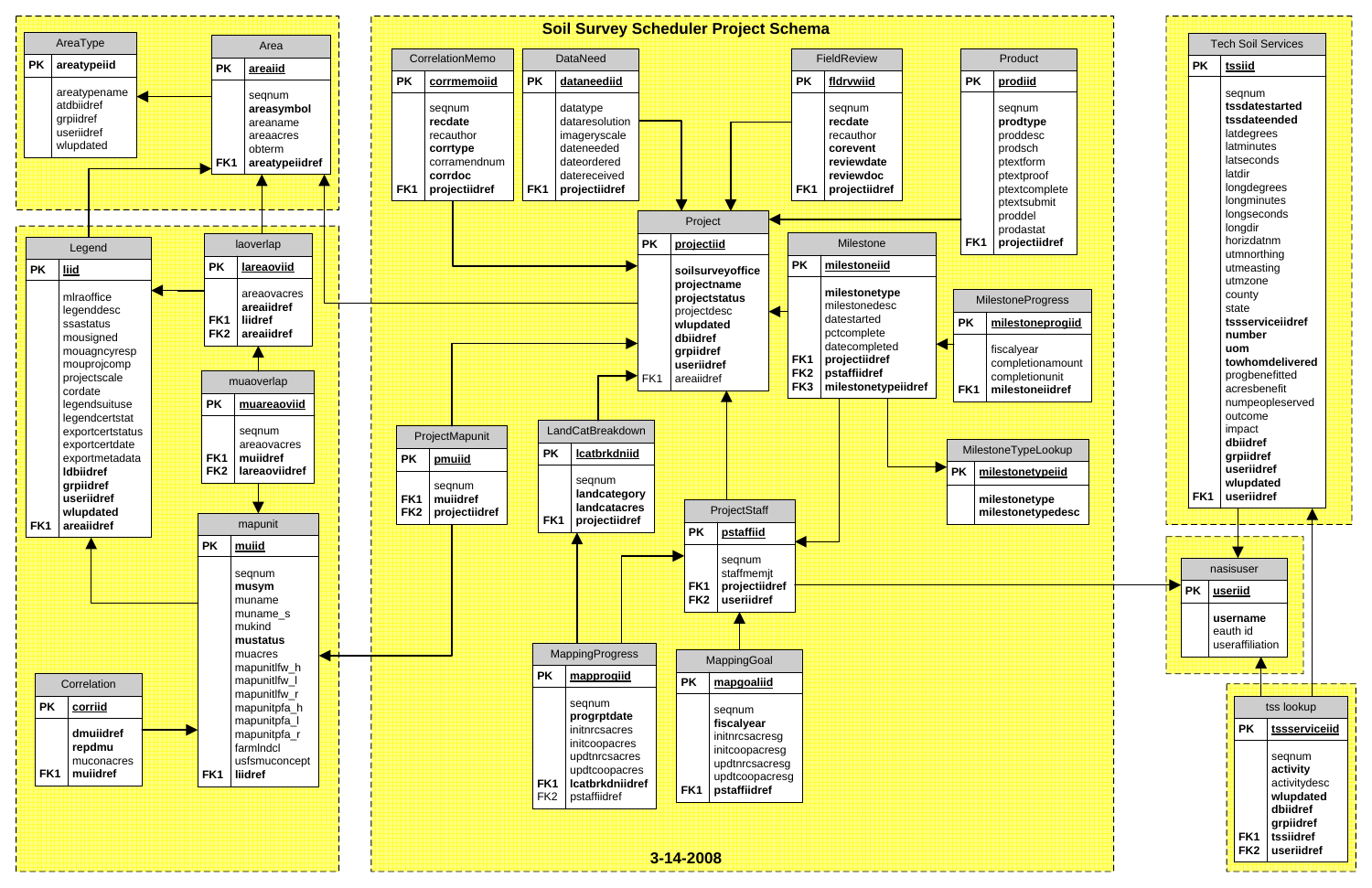# Soil Survey Scheduler Project Schema

### AreaType

| | |
|---|---|
| PK | **areatypeiid** |
| | areatypename<br>atdbiidref<br>grpiidref<br>useriidref<br>wlupdated |

### Area

| | |
|---|---|
| PK | **areaiid** |
| | seqnum<br>**areasymbol**<br>areaname<br>areaacres<br>obterm |
| FK1 | **areatypeiidref** |

### Legend

| | |
|---|---|
| PK | **liid** |
| | mlraoffice<br>legenddesc<br>ssastatus<br>mousigned<br>mouagncyresp<br>mouprojcomp<br>projectscale<br>cordate<br>legendsuituse<br>legendcertstat<br>exportcertstatus<br>exportcertdate<br>exportmetadata<br>**ldbiidref**<br>**grpiidref**<br>**useriidref**<br>**wlupdated** |
| FK1 | **areaiidref** |

### laoverlap

| | |
|---|---|
| PK | **lareaoviid** |
| | areaovacres<br>**areaiidref** |
| FK1 | **liidref** |
| FK2 | **areaiidref** |

### muaoverlap

| | |
|---|---|
| PK | **muareaoviid** |
| | seqnum<br>areaovacres |
| FK1 | **muiidref** |
| FK2 | **lareaoviidref** |

### mapunit

| | |
|---|---|
| PK | **muiid** |
| | seqnum<br>**musym**<br>muname<br>muname_s<br>mukind<br>**mustatus**<br>muacres<br>mapunitlfw_h<br>mapunitlfw_l<br>mapunitlfw_r<br>mapunitpfa_h<br>mapunitpfa_l<br>mapunitpfa_r<br>farmlndcl<br>usfsmuconcept |
| FK1 | **liidref** |

### Correlation

| | |
|---|---|
| PK | **corriid** |
| | **dmuiidref**<br>**repdmu**<br>muconacres |
| FK1 | **muiidref** |

### CorrelationMemo

| | |
|---|---|
| PK | **corrmemoiid** |
| | seqnum<br>**recdate**<br>recauthor<br>**corrtype**<br>corramendnum<br>**corrdoc** |
| FK1 | **projectiidref** |

### DataNeed

| | |
|---|---|
| PK | **dataneediid** |
| | datatype<br>dataresolution<br>imageryscale<br>dateneeded<br>dateordered<br>datereceived |
| FK1 | **projectiidref** |

### FieldReview

| | |
|---|---|
| PK | **fldrvwiid** |
| | seqnum<br>**recdate**<br>recauthor<br>**corevent**<br>**reviewdate**<br>**reviewdoc** |
| FK1 | **projectiidref** |

### Product

| | |
|---|---|
| PK | **prodiid** |
| | seqnum<br>**prodtype**<br>proddesc<br>prodsch<br>ptextform<br>ptextproof<br>ptextcomplete<br>ptextsubmit<br>proddel<br>prodastat |
| FK1 | **projectiidref** |

### Project

| | |
|---|---|
| PK | **projectiid** |
| | **soilsurveyoffice**<br>**projectname**<br>**projectstatus**<br>projectdesc<br>**wlupdated**<br>**dbiidref**<br>**grpiidref**<br>**useriidref** |
| FK1 | areaiidref |

### Milestone

| | |
|---|---|
| PK | **milestoneiid** |
| | **milestonetype**<br>milestonedesc<br>datestarted<br>pctcomplete<br>datecompleted |
| FK1 | **projectiidref** |
| FK2 | **pstaffiidref** |
| FK3 | **milestonetypeiidref** |

### MilestoneProgress

| | |
|---|---|
| PK | **milestoneprogiid** |
| | fiscalyear<br>completionamount<br>completionunit |
| FK1 | **milestoneiidref** |

### MilestoneTypeLookup

| | |
|---|---|
| PK | **milestonetypeiid** |
| | **milestonetype**<br>**milestonetypedesc** |

### ProjectMapunit

| | |
|---|---|
| PK | **pmuiid** |
| | seqnum |
| FK1 | **muiidref** |
| FK2 | **projectiidref** |

### LandCatBreakdown

| | |
|---|---|
| PK | **lcatbrkdniid** |
| | seqnum<br>**landcategory**<br>**landcatacres** |
| FK1 | **projectiidref** |

### ProjectStaff

| | |
|---|---|
| PK | **pstaffiid** |
| | seqnum<br>staffmemjt |
| FK1 | **projectiidref** |
| FK2 | **useriidref** |

### MappingProgress

| | |
|---|---|
| PK | **mapprogiid** |
| | seqnum<br>**progrptdate**<br>initnrcsacres<br>initcoopacres<br>updtnrcsacres<br>updtcoopacres |
| FK1 | **lcatbrkdniidref** |
| FK2 | pstaffiidref |

### MappingGoal

| | |
|---|---|
| PK | **mapgoaliid** |
| | seqnum<br>**fiscalyear**<br>initnrcsacresg<br>initcoopacresg<br>updtnrcsacresg<br>updtcoopacresg |
| FK1 | **pstaffiidref** |

### Tech Soil Services

| | |
|---|---|
| PK | **tssiid** |
| | seqnum<br>**tssdatestarted**<br>**tssdateended**<br>latdegrees<br>latminutes<br>latseconds<br>latdir<br>longdegrees<br>longminutes<br>longseconds<br>longdir<br>horizdatnm<br>utmnorthing<br>utmeasting<br>utmzone<br>county<br>state<br>**tssserviceiidref**<br>**number**<br>**uom**<br>**towhomdelivered**<br>progbenefitted<br>acresbenefit<br>numpeopleserved<br>outcome<br>impact<br>**dbiidref**<br>**grpiidref**<br>**useriidref**<br>**wlupdated** |
| FK1 | **useriidref** |

### nasisuser

| | |
|---|---|
| PK | **useriid** |
| | **username**<br>eauth id<br>useraffiliation |

### tss lookup

| | |
|---|---|
| PK | **tssserviceiid** |
| | seqnum<br>**activity**<br>activitydesc<br>**wlupdated**<br>**dbiidref**<br>**grpiidref** |
| FK1 | **tssiidref** |
| FK2 | **useriidref** |

**3-14-2008**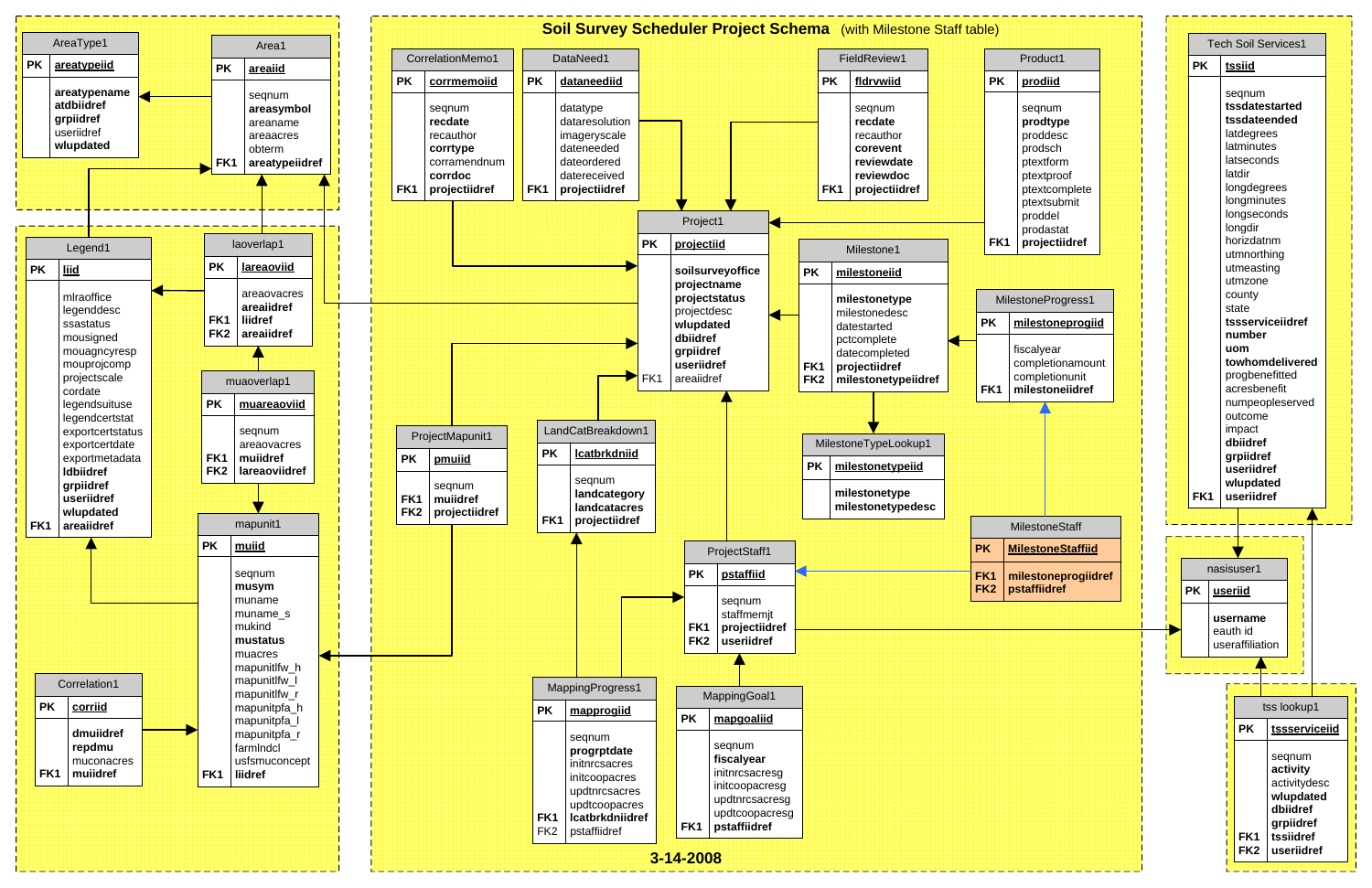# Soil Survey Scheduler Project Schema (with Milestone Staff table)

## AreaType1

| Key | Field |
|---|---|
| PK | areatypeiid |
| | areatypename |
| | atdbiidref |
| | grpiidref |
| | useriidref |
| | wlupdated |

## Area1

| Key | Field |
|---|---|
| PK | areaiid |
| | seqnum |
| | areasymbol |
| | areaname |
| | areaacres |
| | obterm |
| FK1 | areatypeiidref |

## Legend1

| Key | Field |
|---|---|
| PK | liid |
| | mlraoffice |
| | legenddesc |
| | ssastatus |
| | mousigned |
| | mouagncyresp |
| | mouprojcomp |
| | projectscale |
| | cordate |
| | legendsuituse |
| | legendcertstat |
| | exportcertstatus |
| | exportcertdate |
| | exportmetadata |
| | ldbiidref |
| | grpiidref |
| | useriidref |
| | wlupdated |
| FK1 | areaiidref |

## laoverlap1

| Key | Field |
|---|---|
| PK | lareaoviid |
| | areaovacres |
| | areaiidref |
| FK1 | liidref |
| FK2 | areaiidref |

## muaoverlap1

| Key | Field |
|---|---|
| PK | muareaoviid |
| | seqnum |
| | areaovacres |
| FK1 | muiidref |
| FK2 | lareaoviidref |

## mapunit1

| Key | Field |
|---|---|
| PK | muiid |
| | seqnum |
| | musym |
| | muname |
| | muname_s |
| | mukind |
| | mustatus |
| | muacres |
| | mapunitlfw_h |
| | mapunitlfw_l |
| | mapunitlfw_r |
| | mapunitpfa_h |
| | mapunitpfa_l |
| | mapunitpfa_r |
| | farmlndcl |
| | usfsmuconcept |
| FK1 | liidref |

## Correlation1

| Key | Field |
|---|---|
| PK | corriid |
| | dmuiidref |
| | repdmu |
| | muconacres |
| FK1 | muiidref |

## CorrelationMemo1

| Key | Field |
|---|---|
| PK | corrmemoiid |
| | seqnum |
| | recdate |
| | recauthor |
| | corrtype |
| | corramendnum |
| | corrdoc |
| FK1 | projectiidref |

## DataNeed1

| Key | Field |
|---|---|
| PK | dataneediid |
| | datatype |
| | dataresolution |
| | imageryscale |
| | dateneeded |
| | dateordered |
| | datereceived |
| FK1 | projectiidref |

## FieldReview1

| Key | Field |
|---|---|
| PK | fldrvwiid |
| | seqnum |
| | recdate |
| | recauthor |
| | corevent |
| | reviewdate |
| | reviewdoc |
| FK1 | projectiidref |

## Product1

| Key | Field |
|---|---|
| PK | prodiid |
| | seqnum |
| | prodtype |
| | proddesc |
| | prodsch |
| | ptextform |
| | ptextproof |
| | ptextcomplete |
| | ptextsubmit |
| | proddel |
| | prodastat |
| FK1 | projectiidref |

## Project1

| Key | Field |
|---|---|
| PK | projectiid |
| | soilsurveyoffice |
| | projectname |
| | projectstatus |
| | projectdesc |
| | wlupdated |
| | dbiidref |
| | grpiidref |
| | useriidref |
| FK1 | areaiidref |

## Milestone1

| Key | Field |
|---|---|
| PK | milestoneiid |
| | milestonetype |
| | milestonedesc |
| | datestarted |
| | pctcomplete |
| | datecompleted |
| FK1 | projectiidref |
| FK2 | milestonetypeiidref |

## MilestoneProgress1

| Key | Field |
|---|---|
| PK | milestoneprogiid |
| | fiscalyear |
| | completionamount |
| | completionunit |
| FK1 | milestoneiidref |

## MilestoneTypeLookup1

| Key | Field |
|---|---|
| PK | milestonetypeiid |
| | milestonetype |
| | milestonetypedesc |

## MilestoneStaff

| Key | Field |
|---|---|
| PK | MilestoneStaffiid |
| FK1 | milestoneprogiidref |
| FK2 | pstaffiidref |

## ProjectMapunit1

| Key | Field |
|---|---|
| PK | pmuiid |
| | seqnum |
| FK1 | muiidref |
| FK2 | projectiidref |

## LandCatBreakdown1

| Key | Field |
|---|---|
| PK | lcatbrkdniid |
| | seqnum |
| | landcategory |
| | landcatacres |
| FK1 | projectiidref |

## ProjectStaff1

| Key | Field |
|---|---|
| PK | pstaffiid |
| | seqnum |
| | staffmemjt |
| FK1 | projectiidref |
| FK2 | useriidref |

## MappingProgress1

| Key | Field |
|---|---|
| PK | mapprogiid |
| | seqnum |
| | progrptdate |
| | initnrcsacres |
| | initcoopacres |
| | updtnrcsacres |
| | updtcoopacres |
| FK1 | lcatbrkdniidref |
| FK2 | pstaffiidref |

## MappingGoal1

| Key | Field |
|---|---|
| PK | mapgoaliid |
| | seqnum |
| | fiscalyear |
| | initnrcsacresg |
| | initcoopacresg |
| | updtnrcsacresg |
| | updtcoopacresg |
| FK1 | pstaffiidref |

## Tech Soil Services1

| Key | Field |
|---|---|
| PK | tssiid |
| | seqnum |
| | tssdatestarted |
| | tssdateended |
| | latdegrees |
| | latminutes |
| | latseconds |
| | latdir |
| | longdegrees |
| | longminutes |
| | longseconds |
| | longdir |
| | horizdatnm |
| | utmnorthing |
| | utmeasting |
| | utmzone |
| | county |
| | state |
| | tssserviceiidref |
| | number |
| | uom |
| | towhomdelivered |
| | progbenefitted |
| | acresbenefit |
| | numpeopleserved |
| | outcome |
| | impact |
| | dbiidref |
| | grpiidref |
| | useriidref |
| | wlupdated |
| FK1 | useriidref |

## nasisuser1

| Key | Field |
|---|---|
| PK | userid |
| | username |
| | eauth id |
| | useraffiliation |

## tss lookup1

| Key | Field |
|---|---|
| PK | tssserviceiid |
| | seqnum |
| | activity |
| | activitydesc |
| | wlupdated |
| | dbiidref |
| | grpiidref |
| FK1 | tssiidref |
| FK2 | useriidref |

3-14-2008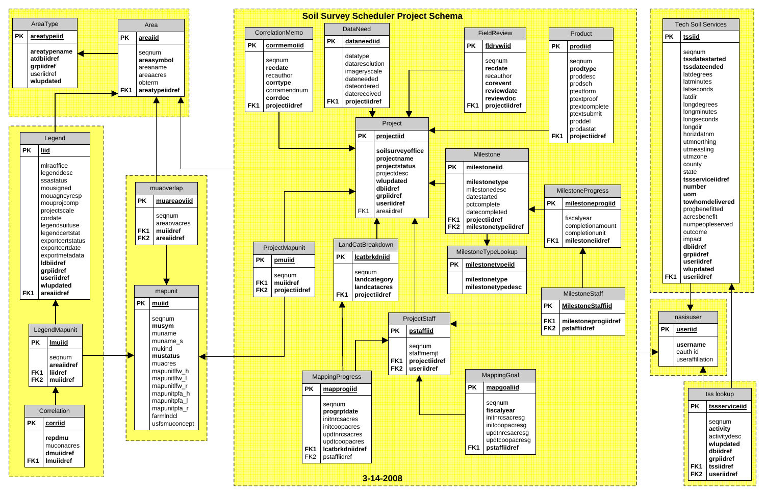# Soil Survey Scheduler Project Schema

**AreaType**

| | |
|---|---|
| PK | areatypeiid |
| | areatypename |
| | atdbiidref |
| | grpiidref |
| | useriidref |
| | wlupdated |

**Area**

| | |
|---|---|
| PK | areaiid |
| | seqnum |
| | areasymbol |
| | areaname |
| | areaacres |
| | obterm |
| FK1 | areatypeiidref |

**Legend**

| | |
|---|---|
| PK | liid |
| | mlraoffice |
| | legenddesc |
| | ssastatus |
| | mousigned |
| | mouagncyresp |
| | mouprojcomp |
| | projectscale |
| | cordate |
| | legendsuituse |
| | legendcertstat |
| | exportcertstatus |
| | exportcertdate |
| | exportmetadata |
| | ldbiidref |
| | grpiidref |
| | useriidref |
| | wlupdated |
| FK1 | areaiidref |

**LegendMapunit**

| | |
|---|---|
| PK | lmuiid |
| | seqnum |
| | areaiidref |
| FK1 | liidref |
| FK2 | muiidref |

**Correlation**

| | |
|---|---|
| PK | corriid |
| | repdmu |
| | muconacres |
| | dmuiidref |
| FK1 | lmuiidref |

**muaoverlap**

| | |
|---|---|
| PK | muareaoviid |
| | seqnum |
| | areaovacres |
| FK1 | muiidref |
| FK2 | areaiidref |

**mapunit**

| | |
|---|---|
| PK | muiid |
| | seqnum |
| | musym |
| | muname |
| | muname_s |
| | mukind |
| | mustatus |
| | muacres |
| | mapunitlfw_h |
| | mapunitlfw_l |
| | mapunitlfw_r |
| | mapunitpfa_h |
| | mapunitpfa_l |
| | mapunitpfa_r |
| | farmlndcl |
| | usfsmuconcept |

**CorrelationMemo**

| | |
|---|---|
| PK | corrmemoiid |
| | seqnum |
| | recdate |
| | recauthor |
| | corrtype |
| | corramendnum |
| | corrdoc |
| FK1 | projectiidref |

**DataNeed**

| | |
|---|---|
| PK | dataneediid |
| | datatype |
| | dataresolution |
| | imageryscale |
| | dateneeded |
| | dateordered |
| | datereceived |
| FK1 | projectiidref |

**FieldReview**

| | |
|---|---|
| PK | fldrvwiid |
| | seqnum |
| | recdate |
| | recauthor |
| | corevent |
| | reviewdate |
| | reviewdoc |
| FK1 | projectiidref |

**Product**

| | |
|---|---|
| PK | prodiid |
| | seqnum |
| | prodtype |
| | proddesc |
| | prodsch |
| | ptextform |
| | ptextproof |
| | ptextcomplete |
| | ptextsubmit |
| | proddel |
| | prodastat |
| FK1 | projectiidref |

**Project**

| | |
|---|---|
| PK | projectiid |
| | soilsurveyoffice |
| | projectname |
| | projectstatus |
| | projectdesc |
| | wlupdated |
| | dbiidref |
| | grpiidref |
| | useriidref |
| FK1 | areaiidref |

**Milestone**

| | |
|---|---|
| PK | milestoneiid |
| | milestonetype |
| | milestonedesc |
| | datestarted |
| | pctcomplete |
| | datecompleted |
| FK1 | projectiidref |
| FK2 | milestonetypeiidref |

**MilestoneProgress**

| | |
|---|---|
| PK | milestoneprogiid |
| | fiscalyear |
| | completionamount |
| | completionunit |
| FK1 | milestoneiidref |

**MilestoneTypeLookup**

| | |
|---|---|
| PK | milestonetypeiid |
| | milestonetype |
| | milestonetypedesc |

**MilestoneStaff**

| | |
|---|---|
| PK | MilestoneStaffiid |
| FK1 | milestoneprogiidref |
| FK2 | pstaffiidref |

**ProjectMapunit**

| | |
|---|---|
| PK | pmuiid |
| | seqnum |
| FK1 | muiidref |
| FK2 | projectiidref |

**LandCatBreakdown**

| | |
|---|---|
| PK | lcatbrkdniid |
| | seqnum |
| | landcategory |
| | landcatacres |
| FK1 | projectiidref |

**ProjectStaff**

| | |
|---|---|
| PK | pstaffiid |
| | seqnum |
| | staffmemjt |
| FK1 | projectiidref |
| FK2 | useriidref |

**MappingProgress**

| | |
|---|---|
| PK | mapprogiid |
| | seqnum |
| | progrptdate |
| | initnrcsacres |
| | initcoopacres |
| | updtnrcsacres |
| | updtcoopacres |
| FK1 | lcatbrkdniidref |
| FK2 | pstaffiidref |

**MappingGoal**

| | |
|---|---|
| PK | mapgoaliid |
| | seqnum |
| | fiscalyear |
| | initnrcsacresg |
| | initcoopacresg |
| | updtnrcsacresg |
| | updtcoopacresg |
| FK1 | pstaffiidref |

**Tech Soil Services**

| | |
|---|---|
| PK | tssiid |
| | seqnum |
| | tssdatestarted |
| | tssdateended |
| | latdegrees |
| | latminutes |
| | latseconds |
| | latdir |
| | longdegrees |
| | longminutes |
| | longseconds |
| | longdir |
| | horizdatnm |
| | utmnorthing |
| | utmeasting |
| | utmzone |
| | county |
| | state |
| | tssserviceiidref |
| | number |
| | uom |
| | towhomdelivered |
| | progbenefitted |
| | acresbenefit |
| | numpeopleserved |
| | outcome |
| | impact |
| | dbiidref |
| | grpiidref |
| | useriidref |
| | wlupdated |
| FK1 | useriidref |

**nasisuser**

| | |
|---|---|
| PK | userid |
| | username |
| | eauth id |
| | useraffiliation |

**tss lookup**

| | |
|---|---|
| PK | tssserviceiid |
| | seqnum |
| | activity |
| | activitydesc |
| | wlupdated |
| | dbiidref |
| | grpiidref |
| FK1 | tssiidref |
| FK2 | useriidref |

3-14-2008